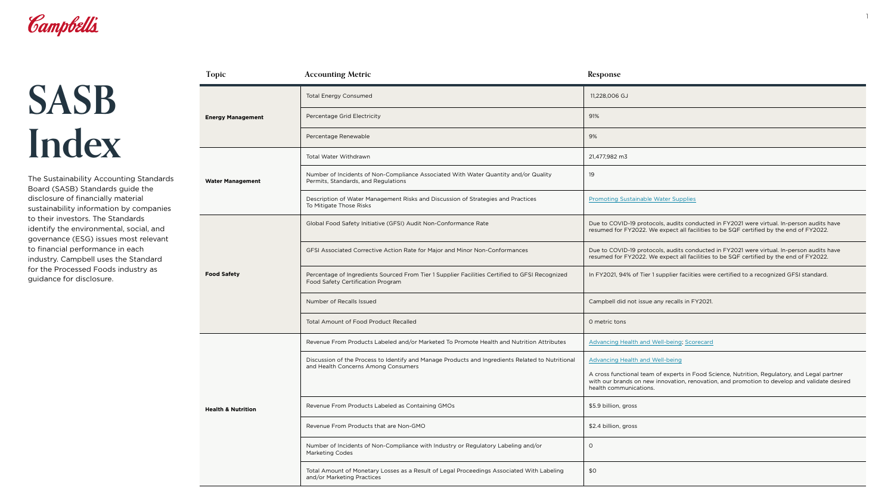# SASB Index

The Sustainability Accounting Standards Board (SASB) Standards guide the disclosure of financially material sustainability information by companies to their investors. The Standards identify the environmental, social, and governance (ESG) issues most relevant to financial performance in each industry. Campbell uses the Standard for the Processed Foods industry as guidance for disclosure.

| Topic | Accounting Metric | Response |
|---|---|---|
| Energy Management | Total Energy Consumed | 11,228,006 GJ |
| | Percentage Grid Electricity | 91% |
| | Percentage Renewable | 9% |
| Water Management | Total Water Withdrawn | 21,477,982 m3 |
| | Number of Incidents of Non-Compliance Associated With Water Quantity and/or Quality Permits, Standards, and Regulations | 19 |
| | Description of Water Management Risks and Discussion of Strategies and Practices To Mitigate Those Risks | Promoting Sustainable Water Supplies |
| Food Safety | Global Food Safety Initiative (GFSI) Audit Non-Conformance Rate | Due to COVID-19 protocols, audits conducted in FY2021 were virtual. In-person audits have resumed for FY2022. We expect all facilities to be SQF certified by the end of FY2022. |
| | GFSI Associated Corrective Action Rate for Major and Minor Non-Conformances | Due to COVID-19 protocols, audits conducted in FY2021 were virtual. In-person audits have resumed for FY2022. We expect all facilities to be SQF certified by the end of FY2022. |
| | Percentage of Ingredients Sourced From Tier 1 Supplier Facilities Certified to GFSI Recognized Food Safety Certification Program | In FY2021, 94% of Tier 1 supplier faciities were certified to a recognized GFSI standard. |
| | Number of Recalls Issued | Campbell did not issue any recalls in FY2021. |
| | Total Amount of Food Product Recalled | 0 metric tons |
| Health & Nutrition | Revenue From Products Labeled and/or Marketed To Promote Health and Nutrition Attributes | Advancing Health and Well-being; Scorecard |
| | Discussion of the Process to Identify and Manage Products and Ingredients Related to Nutritional and Health Concerns Among Consumers | Advancing Health and Well-being<br><br>A cross functional team of experts in Food Science, Nutrition, Regulatory, and Legal partner with our brands on new innovation, renovation, and promotion to develop and validate desired health communications. |
| | Revenue From Products Labeled as Containing GMOs | $5.9 billion, gross |
| | Revenue From Products that are Non-GMO | $2.4 billion, gross |
| | Number of Incidents of Non-Compliance with Industry or Regulatory Labeling and/or Marketing Codes | 0 |
| | Total Amount of Monetary Losses as a Result of Legal Proceedings Associated With Labeling and/or Marketing Practices | $0 |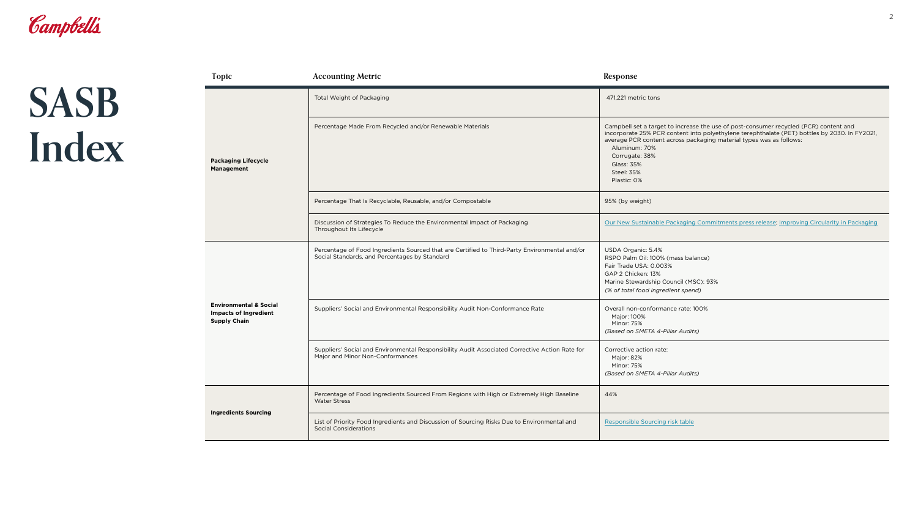# SASB Index

| Topic | Accounting Metric | Response |
|---|---|---|
| **Packaging Lifecycle Management** | Total Weight of Packaging | 471,221 metric tons |
| | Percentage Made From Recycled and/or Renewable Materials | Campbell set a target to increase the use of post-consumer recycled (PCR) content and incorporate 25% PCR content into polyethylene terephthalate (PET) bottles by 2030. In FY2021, average PCR content across packaging material types was as follows:<br>Aluminum: 70%<br>Corrugate: 38%<br>Glass: 35%<br>Steel: 35%<br>Plastic: 0% |
| | Percentage That Is Recyclable, Reusable, and/or Compostable | 95% (by weight) |
| | Discussion of Strategies To Reduce the Environmental Impact of Packaging Throughout Its Lifecycle | Our New Sustainable Packaging Commitments press release; Improving Circularity in Packaging |
| **Environmental & Social Impacts of Ingredient Supply Chain** | Percentage of Food Ingredients Sourced that are Certified to Third-Party Environmental and/or Social Standards, and Percentages by Standard | USDA Organic: 5.4%<br>RSPO Palm Oil: 100% (mass balance)<br>Fair Trade USA: 0.003%<br>GAP 2 Chicken: 13%<br>Marine Stewardship Council (MSC): 93%<br>*(% of total food ingredient spend)* |
| | Suppliers' Social and Environmental Responsibility Audit Non-Conformance Rate | Overall non-conformance rate: 100%<br>Major: 100%<br>Minor: 75%<br>*(Based on SMETA 4-Pillar Audits)* |
| | Suppliers' Social and Environmental Responsibility Audit Associated Corrective Action Rate for Major and Minor Non-Conformances | Corrective action rate:<br>Major: 82%<br>Minor: 75%<br>*(Based on SMETA 4-Pillar Audits)* |
| **Ingredients Sourcing** | Percentage of Food Ingredients Sourced From Regions with High or Extremely High Baseline Water Stress | 44% |
| | List of Priority Food Ingredients and Discussion of Sourcing Risks Due to Environmental and Social Considerations | Responsible Sourcing risk table |